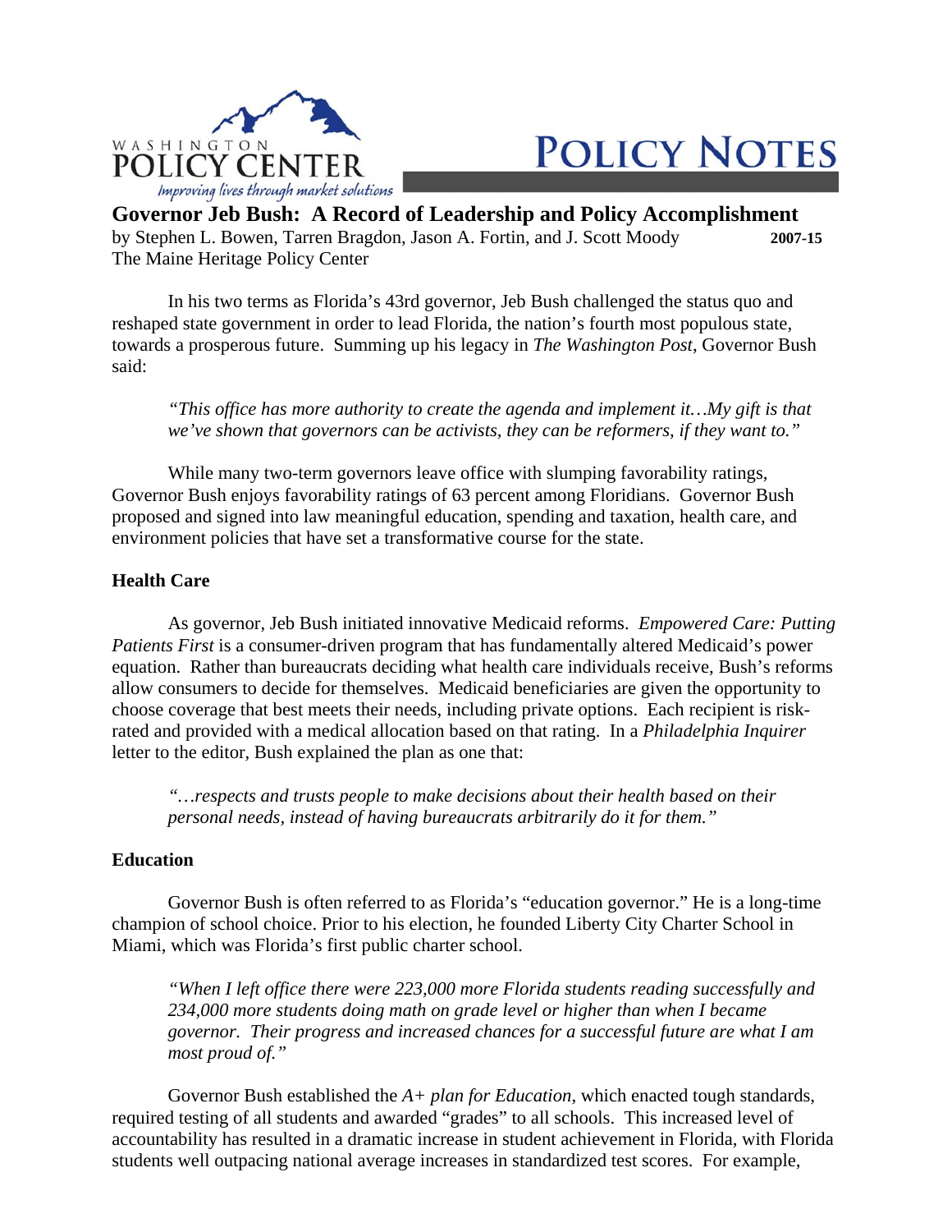WASHINGTON POLICY CENTER

*Improving lives through market solutions*

POLICY NOTES

# Governor Jeb Bush: A Record of Leadership and Policy Accomplishment

by Stephen L. Bowen, Tarren Bragdon, Jason A. Fortin, and J. Scott Moody **2007-15**
The Maine Heritage Policy Center

In his two terms as Florida's 43rd governor, Jeb Bush challenged the status quo and reshaped state government in order to lead Florida, the nation's fourth most populous state, towards a prosperous future. Summing up his legacy in *The Washington Post*, Governor Bush said:

> *"This office has more authority to create the agenda and implement it…My gift is that we've shown that governors can be activists, they can be reformers, if they want to."*

While many two-term governors leave office with slumping favorability ratings, Governor Bush enjoys favorability ratings of 63 percent among Floridians. Governor Bush proposed and signed into law meaningful education, spending and taxation, health care, and environment policies that have set a transformative course for the state.

## Health Care

As governor, Jeb Bush initiated innovative Medicaid reforms. *Empowered Care: Putting Patients First* is a consumer-driven program that has fundamentally altered Medicaid's power equation. Rather than bureaucrats deciding what health care individuals receive, Bush's reforms allow consumers to decide for themselves. Medicaid beneficiaries are given the opportunity to choose coverage that best meets their needs, including private options. Each recipient is risk-rated and provided with a medical allocation based on that rating. In a *Philadelphia Inquirer* letter to the editor, Bush explained the plan as one that:

> *"…respects and trusts people to make decisions about their health based on their personal needs, instead of having bureaucrats arbitrarily do it for them."*

## Education

Governor Bush is often referred to as Florida's "education governor." He is a long-time champion of school choice. Prior to his election, he founded Liberty City Charter School in Miami, which was Florida's first public charter school.

> *"When I left office there were 223,000 more Florida students reading successfully and 234,000 more students doing math on grade level or higher than when I became governor. Their progress and increased chances for a successful future are what I am most proud of."*

Governor Bush established the *A+ plan for Education*, which enacted tough standards, required testing of all students and awarded "grades" to all schools. This increased level of accountability has resulted in a dramatic increase in student achievement in Florida, with Florida students well outpacing national average increases in standardized test scores. For example,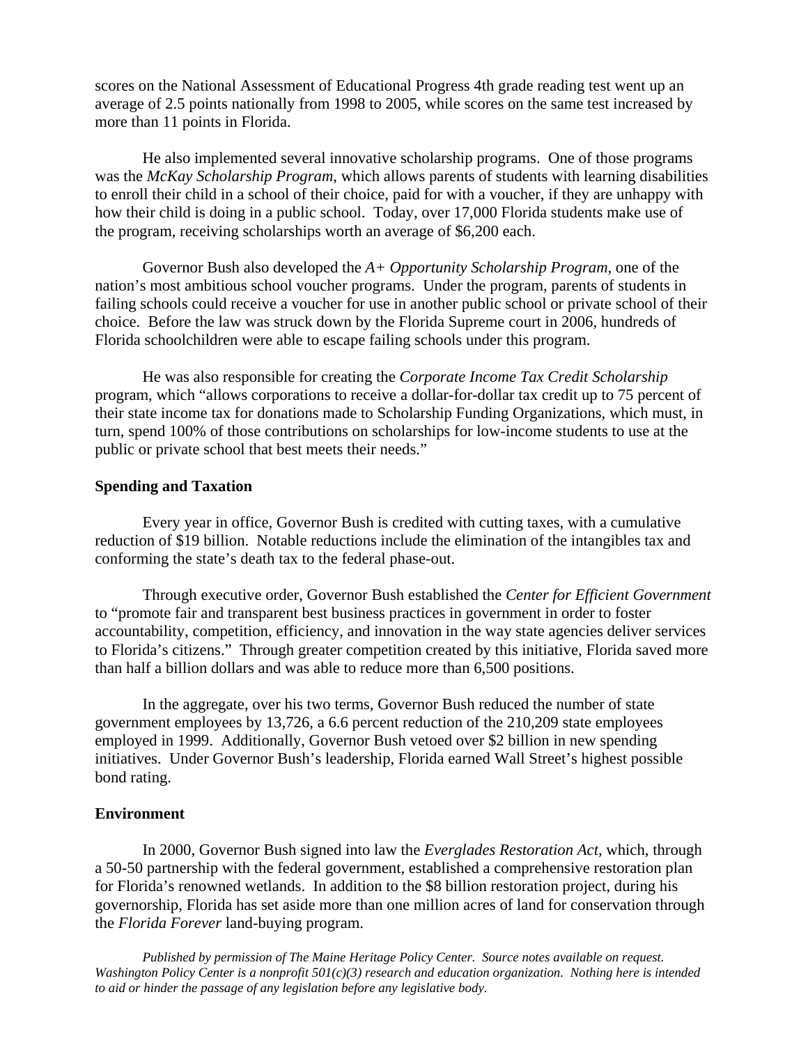scores on the National Assessment of Educational Progress 4th grade reading test went up an average of 2.5 points nationally from 1998 to 2005, while scores on the same test increased by more than 11 points in Florida.

He also implemented several innovative scholarship programs. One of those programs was the *McKay Scholarship Program*, which allows parents of students with learning disabilities to enroll their child in a school of their choice, paid for with a voucher, if they are unhappy with how their child is doing in a public school. Today, over 17,000 Florida students make use of the program, receiving scholarships worth an average of $6,200 each.

Governor Bush also developed the *A+ Opportunity Scholarship Program,* one of the nation's most ambitious school voucher programs. Under the program, parents of students in failing schools could receive a voucher for use in another public school or private school of their choice. Before the law was struck down by the Florida Supreme court in 2006, hundreds of Florida schoolchildren were able to escape failing schools under this program.

He was also responsible for creating the *Corporate Income Tax Credit Scholarship* program, which "allows corporations to receive a dollar-for-dollar tax credit up to 75 percent of their state income tax for donations made to Scholarship Funding Organizations, which must, in turn, spend 100% of those contributions on scholarships for low-income students to use at the public or private school that best meets their needs."

**Spending and Taxation**

Every year in office, Governor Bush is credited with cutting taxes, with a cumulative reduction of $19 billion. Notable reductions include the elimination of the intangibles tax and conforming the state's death tax to the federal phase-out.

Through executive order, Governor Bush established the *Center for Efficient Government* to "promote fair and transparent best business practices in government in order to foster accountability, competition, efficiency, and innovation in the way state agencies deliver services to Florida's citizens." Through greater competition created by this initiative, Florida saved more than half a billion dollars and was able to reduce more than 6,500 positions.

In the aggregate, over his two terms, Governor Bush reduced the number of state government employees by 13,726, a 6.6 percent reduction of the 210,209 state employees employed in 1999. Additionally, Governor Bush vetoed over $2 billion in new spending initiatives. Under Governor Bush's leadership, Florida earned Wall Street's highest possible bond rating.

**Environment**

In 2000, Governor Bush signed into law the *Everglades Restoration Act,* which, through a 50-50 partnership with the federal government, established a comprehensive restoration plan for Florida's renowned wetlands. In addition to the $8 billion restoration project, during his governorship, Florida has set aside more than one million acres of land for conservation through the *Florida Forever* land-buying program.

*Published by permission of The Maine Heritage Policy Center. Source notes available on request. Washington Policy Center is a nonprofit 501(c)(3) research and education organization. Nothing here is intended to aid or hinder the passage of any legislation before any legislative body.*